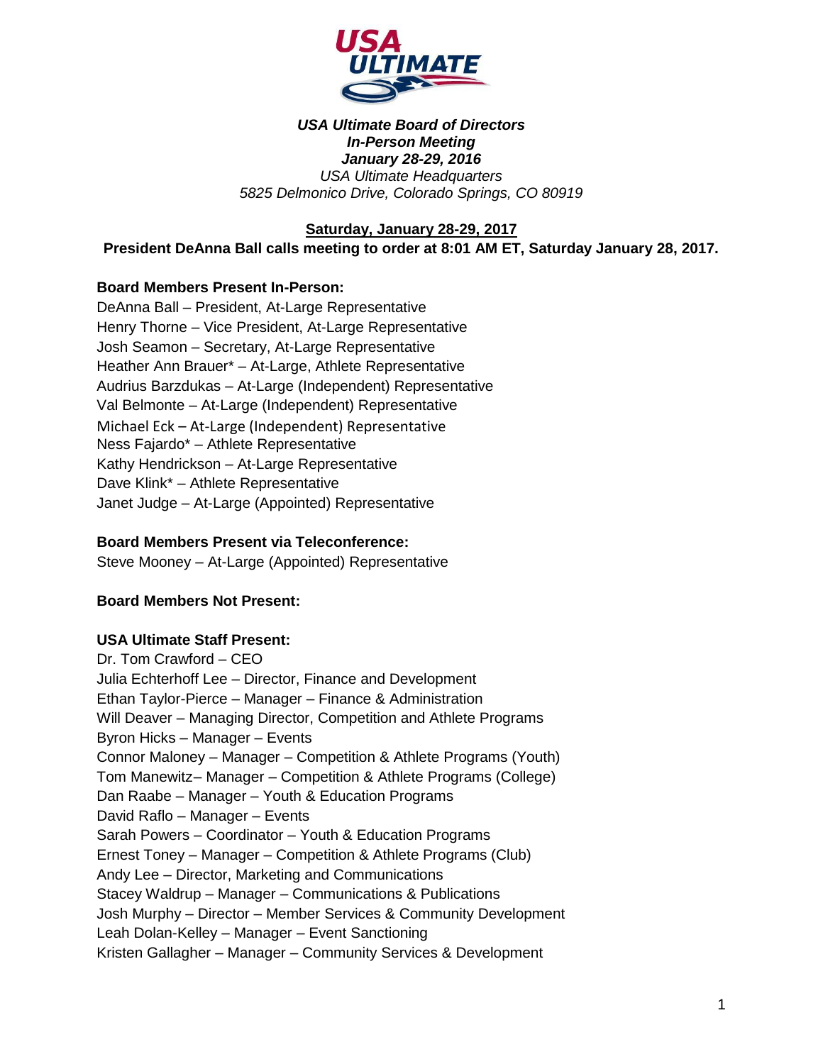***USA Ultimate Board of Directors***
***In-Person Meeting***
***January 28-29, 2016***
*USA Ultimate Headquarters*
*5825 Delmonico Drive, Colorado Springs, CO 80919*

**Saturday, January 28-29, 2017**

**President DeAnna Ball calls meeting to order at 8:01 AM ET, Saturday January 28, 2017.**

**Board Members Present In-Person:**

DeAnna Ball – President, At-Large Representative
Henry Thorne – Vice President, At-Large Representative
Josh Seamon – Secretary, At-Large Representative
Heather Ann Brauer* – At-Large, Athlete Representative
Audrius Barzdukas – At-Large (Independent) Representative
Val Belmonte – At-Large (Independent) Representative
Michael Eck – At-Large (Independent) Representative
Ness Fajardo* – Athlete Representative
Kathy Hendrickson – At-Large Representative
Dave Klink* – Athlete Representative
Janet Judge – At-Large (Appointed) Representative

**Board Members Present via Teleconference:**

Steve Mooney – At-Large (Appointed) Representative

**Board Members Not Present:**

**USA Ultimate Staff Present:**

Dr. Tom Crawford – CEO
Julia Echterhoff Lee – Director, Finance and Development
Ethan Taylor-Pierce – Manager – Finance & Administration
Will Deaver – Managing Director, Competition and Athlete Programs
Byron Hicks – Manager – Events
Connor Maloney – Manager – Competition & Athlete Programs (Youth)
Tom Manewitz– Manager – Competition & Athlete Programs (College)
Dan Raabe – Manager – Youth & Education Programs
David Raflo – Manager – Events
Sarah Powers – Coordinator – Youth & Education Programs
Ernest Toney – Manager – Competition & Athlete Programs (Club)
Andy Lee – Director, Marketing and Communications
Stacey Waldrup – Manager – Communications & Publications
Josh Murphy – Director – Member Services & Community Development
Leah Dolan-Kelley – Manager – Event Sanctioning
Kristen Gallagher – Manager – Community Services & Development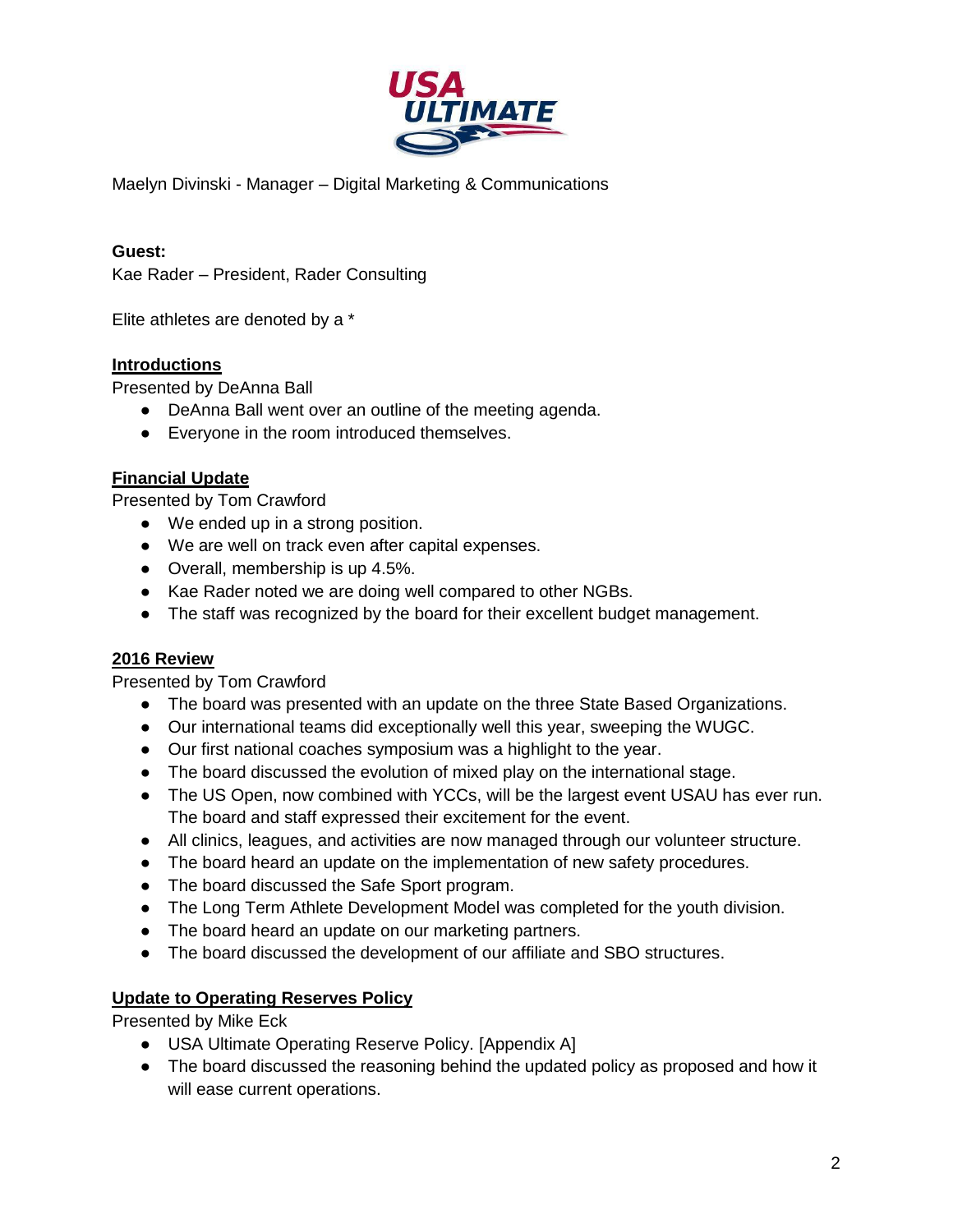Maelyn Divinski - Manager – Digital Marketing & Communications

**Guest:**
Kae Rader – President, Rader Consulting

Elite athletes are denoted by a *

## Introductions

Presented by DeAnna Ball

- DeAnna Ball went over an outline of the meeting agenda.
- Everyone in the room introduced themselves.

## Financial Update

Presented by Tom Crawford

- We ended up in a strong position.
- We are well on track even after capital expenses.
- Overall, membership is up 4.5%.
- Kae Rader noted we are doing well compared to other NGBs.
- The staff was recognized by the board for their excellent budget management.

## 2016 Review

Presented by Tom Crawford

- The board was presented with an update on the three State Based Organizations.
- Our international teams did exceptionally well this year, sweeping the WUGC.
- Our first national coaches symposium was a highlight to the year.
- The board discussed the evolution of mixed play on the international stage.
- The US Open, now combined with YCCs, will be the largest event USAU has ever run. The board and staff expressed their excitement for the event.
- All clinics, leagues, and activities are now managed through our volunteer structure.
- The board heard an update on the implementation of new safety procedures.
- The board discussed the Safe Sport program.
- The Long Term Athlete Development Model was completed for the youth division.
- The board heard an update on our marketing partners.
- The board discussed the development of our affiliate and SBO structures.

## Update to Operating Reserves Policy

Presented by Mike Eck

- USA Ultimate Operating Reserve Policy. [Appendix A]
- The board discussed the reasoning behind the updated policy as proposed and how it will ease current operations.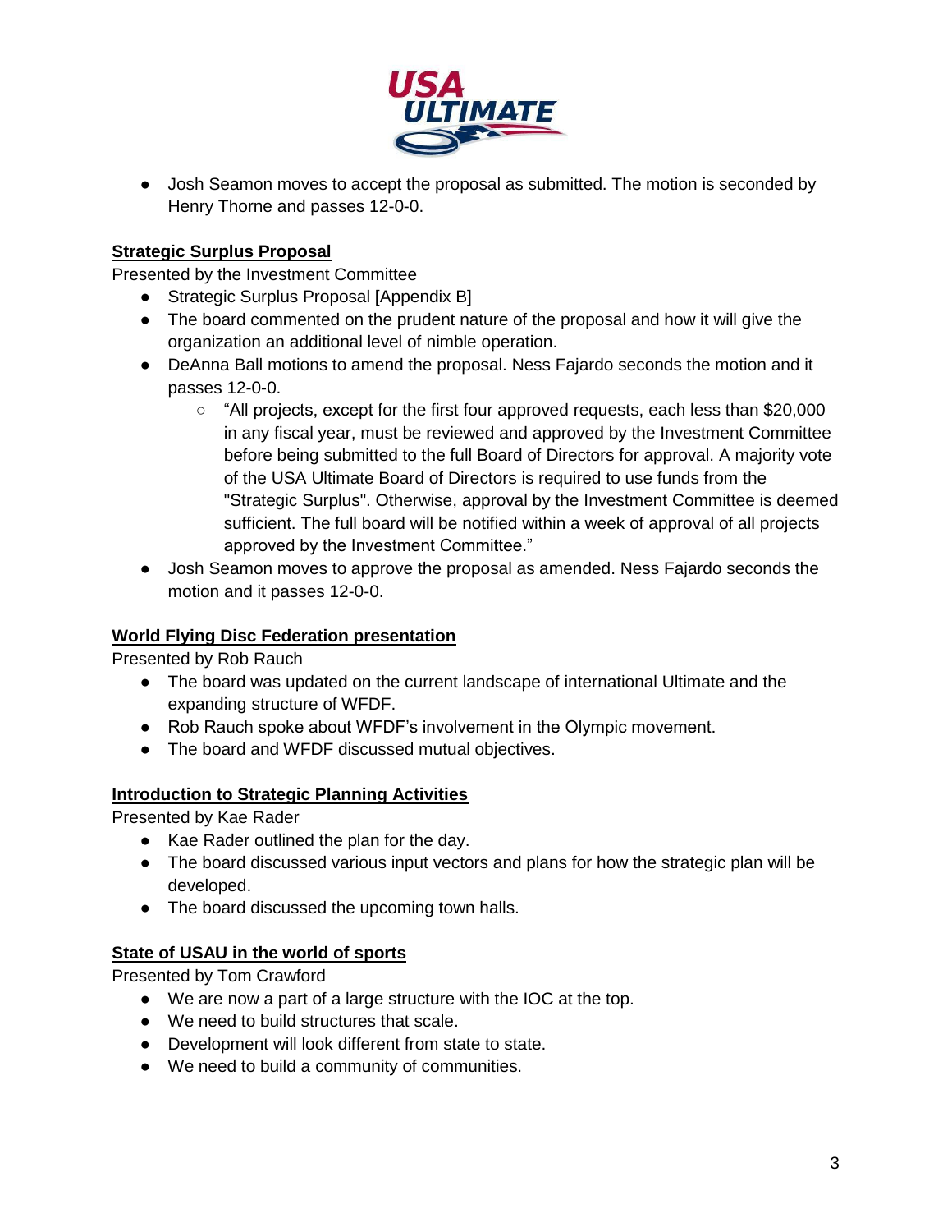- Josh Seamon moves to accept the proposal as submitted. The motion is seconded by Henry Thorne and passes 12-0-0.

**Strategic Surplus Proposal**

Presented by the Investment Committee

- Strategic Surplus Proposal [Appendix B]
- The board commented on the prudent nature of the proposal and how it will give the organization an additional level of nimble operation.
- DeAnna Ball motions to amend the proposal. Ness Fajardo seconds the motion and it passes 12-0-0.
    - "All projects, except for the first four approved requests, each less than $20,000 in any fiscal year, must be reviewed and approved by the Investment Committee before being submitted to the full Board of Directors for approval. A majority vote of the USA Ultimate Board of Directors is required to use funds from the "Strategic Surplus". Otherwise, approval by the Investment Committee is deemed sufficient. The full board will be notified within a week of approval of all projects approved by the Investment Committee."
- Josh Seamon moves to approve the proposal as amended. Ness Fajardo seconds the motion and it passes 12-0-0.

**World Flying Disc Federation presentation**

Presented by Rob Rauch

- The board was updated on the current landscape of international Ultimate and the expanding structure of WFDF.
- Rob Rauch spoke about WFDF's involvement in the Olympic movement.
- The board and WFDF discussed mutual objectives.

**Introduction to Strategic Planning Activities**

Presented by Kae Rader

- Kae Rader outlined the plan for the day.
- The board discussed various input vectors and plans for how the strategic plan will be developed.
- The board discussed the upcoming town halls.

**State of USAU in the world of sports**

Presented by Tom Crawford

- We are now a part of a large structure with the IOC at the top.
- We need to build structures that scale.
- Development will look different from state to state.
- We need to build a community of communities.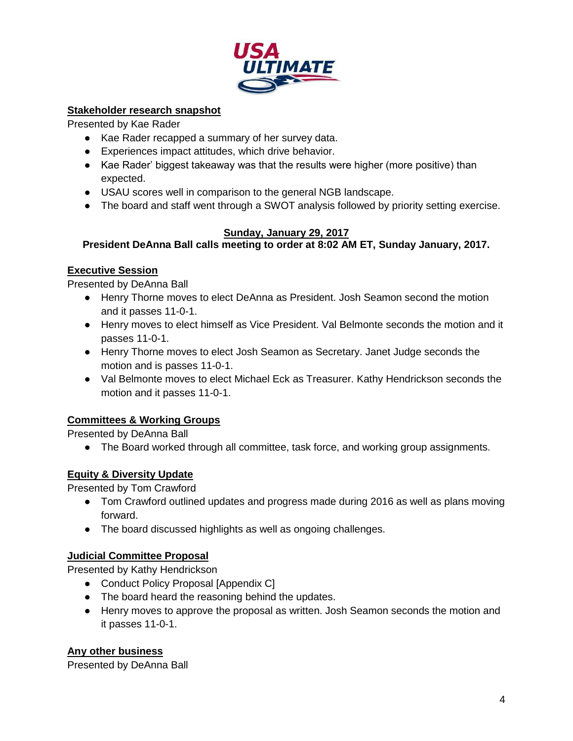### Stakeholder research snapshot

Presented by Kae Rader

- Kae Rader recapped a summary of her survey data.
- Experiences impact attitudes, which drive behavior.
- Kae Rader' biggest takeaway was that the results were higher (more positive) than expected.
- USAU scores well in comparison to the general NGB landscape.
- The board and staff went through a SWOT analysis followed by priority setting exercise.

## Sunday, January 29, 2017

**President DeAnna Ball calls meeting to order at 8:02 AM ET, Sunday January, 2017.**

### Executive Session

Presented by DeAnna Ball

- Henry Thorne moves to elect DeAnna as President. Josh Seamon second the motion and it passes 11-0-1.
- Henry moves to elect himself as Vice President. Val Belmonte seconds the motion and it passes 11-0-1.
- Henry Thorne moves to elect Josh Seamon as Secretary. Janet Judge seconds the motion and is passes 11-0-1.
- Val Belmonte moves to elect Michael Eck as Treasurer. Kathy Hendrickson seconds the motion and it passes 11-0-1.

### Committees & Working Groups

Presented by DeAnna Ball

- The Board worked through all committee, task force, and working group assignments.

### Equity & Diversity Update

Presented by Tom Crawford

- Tom Crawford outlined updates and progress made during 2016 as well as plans moving forward.
- The board discussed highlights as well as ongoing challenges.

### Judicial Committee Proposal

Presented by Kathy Hendrickson

- Conduct Policy Proposal [Appendix C]
- The board heard the reasoning behind the updates.
- Henry moves to approve the proposal as written. Josh Seamon seconds the motion and it passes 11-0-1.

### Any other business

Presented by DeAnna Ball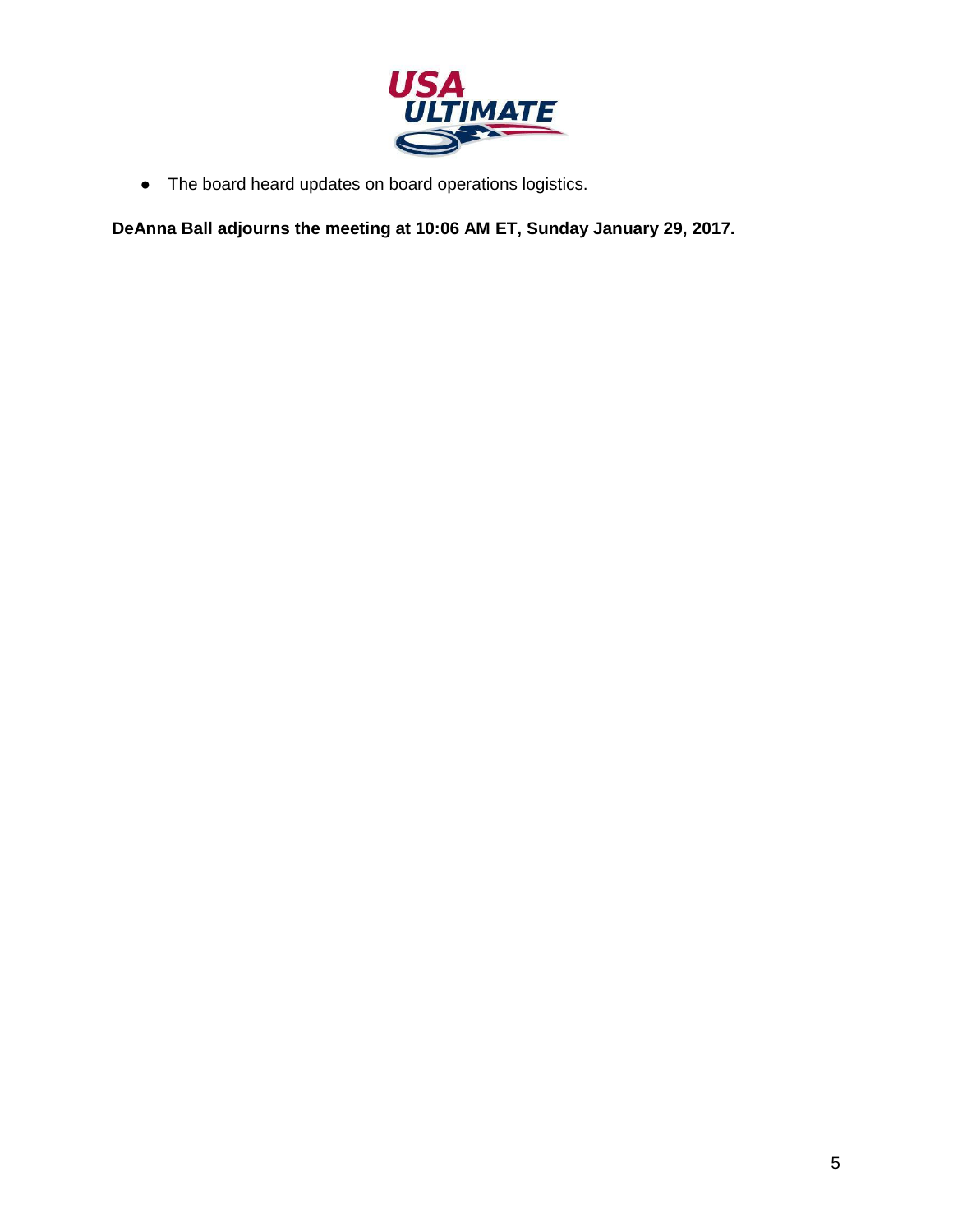- The board heard updates on board operations logistics.

**DeAnna Ball adjourns the meeting at 10:06 AM ET, Sunday January 29, 2017.**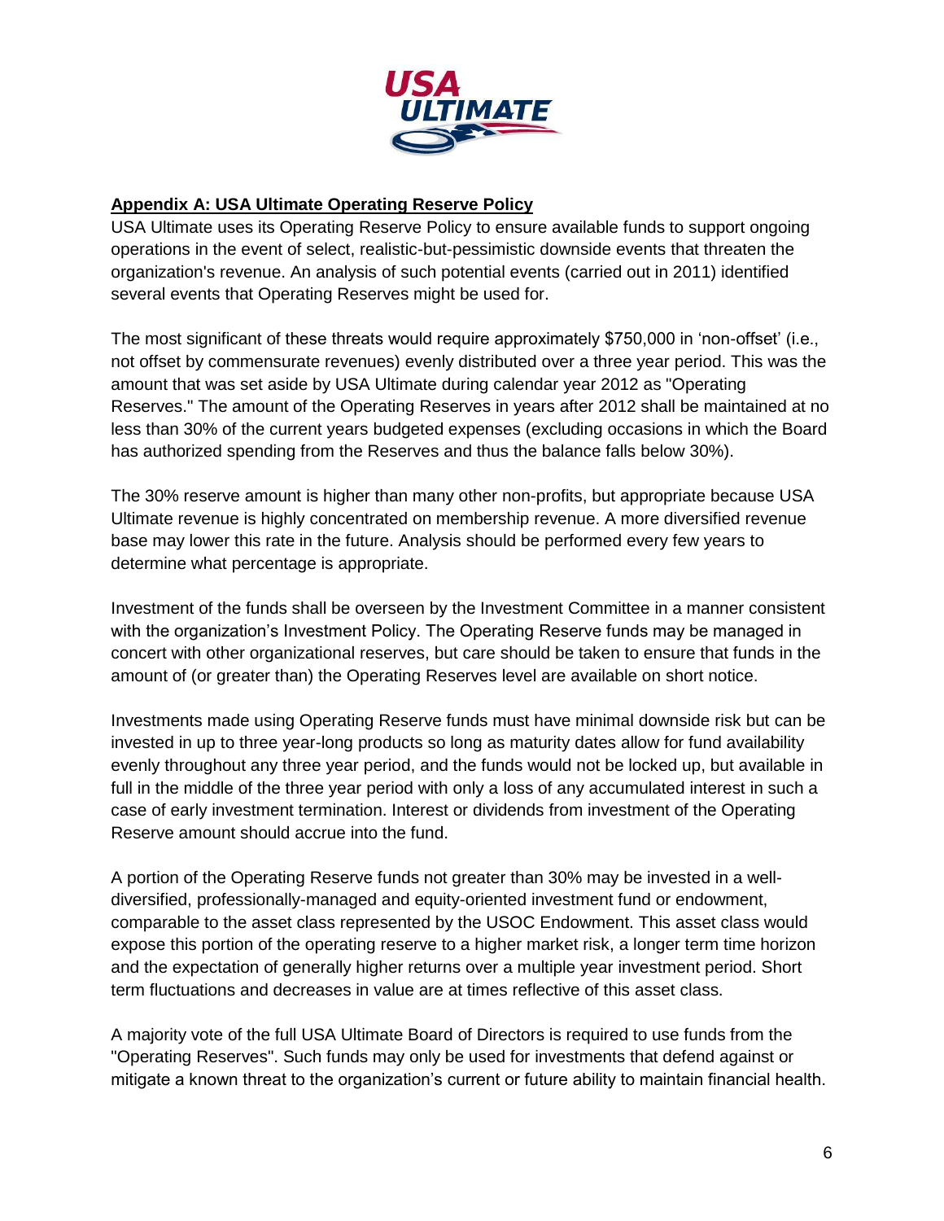## **Appendix A: USA Ultimate Operating Reserve Policy**

USA Ultimate uses its Operating Reserve Policy to ensure available funds to support ongoing operations in the event of select, realistic-but-pessimistic downside events that threaten the organization's revenue. An analysis of such potential events (carried out in 2011) identified several events that Operating Reserves might be used for.

The most significant of these threats would require approximately $750,000 in 'non-offset' (i.e., not offset by commensurate revenues) evenly distributed over a three year period. This was the amount that was set aside by USA Ultimate during calendar year 2012 as "Operating Reserves." The amount of the Operating Reserves in years after 2012 shall be maintained at no less than 30% of the current years budgeted expenses (excluding occasions in which the Board has authorized spending from the Reserves and thus the balance falls below 30%).

The 30% reserve amount is higher than many other non-profits, but appropriate because USA Ultimate revenue is highly concentrated on membership revenue. A more diversified revenue base may lower this rate in the future. Analysis should be performed every few years to determine what percentage is appropriate.

Investment of the funds shall be overseen by the Investment Committee in a manner consistent with the organization's Investment Policy. The Operating Reserve funds may be managed in concert with other organizational reserves, but care should be taken to ensure that funds in the amount of (or greater than) the Operating Reserves level are available on short notice.

Investments made using Operating Reserve funds must have minimal downside risk but can be invested in up to three year-long products so long as maturity dates allow for fund availability evenly throughout any three year period, and the funds would not be locked up, but available in full in the middle of the three year period with only a loss of any accumulated interest in such a case of early investment termination. Interest or dividends from investment of the Operating Reserve amount should accrue into the fund.

A portion of the Operating Reserve funds not greater than 30% may be invested in a well-diversified, professionally-managed and equity-oriented investment fund or endowment, comparable to the asset class represented by the USOC Endowment. This asset class would expose this portion of the operating reserve to a higher market risk, a longer term time horizon and the expectation of generally higher returns over a multiple year investment period. Short term fluctuations and decreases in value are at times reflective of this asset class.

A majority vote of the full USA Ultimate Board of Directors is required to use funds from the "Operating Reserves". Such funds may only be used for investments that defend against or mitigate a known threat to the organization's current or future ability to maintain financial health.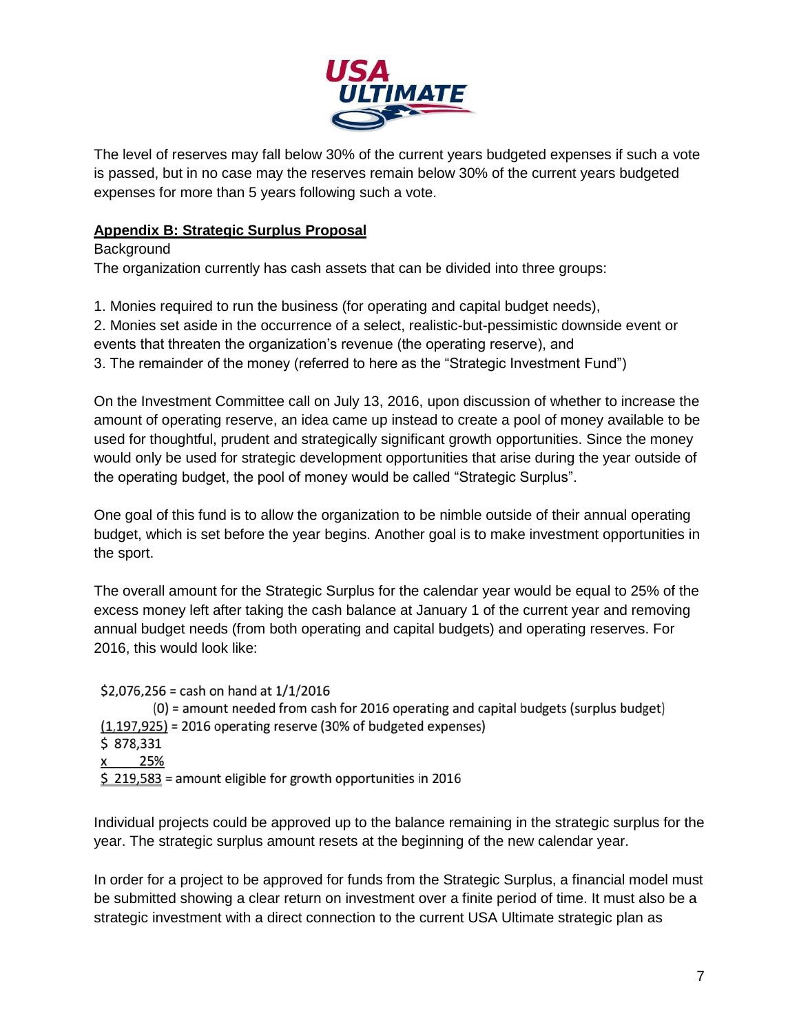The level of reserves may fall below 30% of the current years budgeted expenses if such a vote is passed, but in no case may the reserves remain below 30% of the current years budgeted expenses for more than 5 years following such a vote.

## Appendix B: Strategic Surplus Proposal

Background

The organization currently has cash assets that can be divided into three groups:

1. Monies required to run the business (for operating and capital budget needs),
2. Monies set aside in the occurrence of a select, realistic-but-pessimistic downside event or events that threaten the organization's revenue (the operating reserve), and
3. The remainder of the money (referred to here as the "Strategic Investment Fund")

On the Investment Committee call on July 13, 2016, upon discussion of whether to increase the amount of operating reserve, an idea came up instead to create a pool of money available to be used for thoughtful, prudent and strategically significant growth opportunities. Since the money would only be used for strategic development opportunities that arise during the year outside of the operating budget, the pool of money would be called "Strategic Surplus".

One goal of this fund is to allow the organization to be nimble outside of their annual operating budget, which is set before the year begins. Another goal is to make investment opportunities in the sport.

The overall amount for the Strategic Surplus for the calendar year would be equal to 25% of the excess money left after taking the cash balance at January 1 of the current year and removing annual budget needs (from both operating and capital budgets) and operating reserves. For 2016, this would look like:

```
$2,076,256 = cash on hand at 1/1/2016
         (0) = amount needed from cash for 2016 operating and capital budgets (surplus budget)
(1,197,925) = 2016 operating reserve (30% of budgeted expenses)
$ 878,331
x      25%
$ 219,583 = amount eligible for growth opportunities in 2016
```

Individual projects could be approved up to the balance remaining in the strategic surplus for the year. The strategic surplus amount resets at the beginning of the new calendar year.

In order for a project to be approved for funds from the Strategic Surplus, a financial model must be submitted showing a clear return on investment over a finite period of time. It must also be a strategic investment with a direct connection to the current USA Ultimate strategic plan as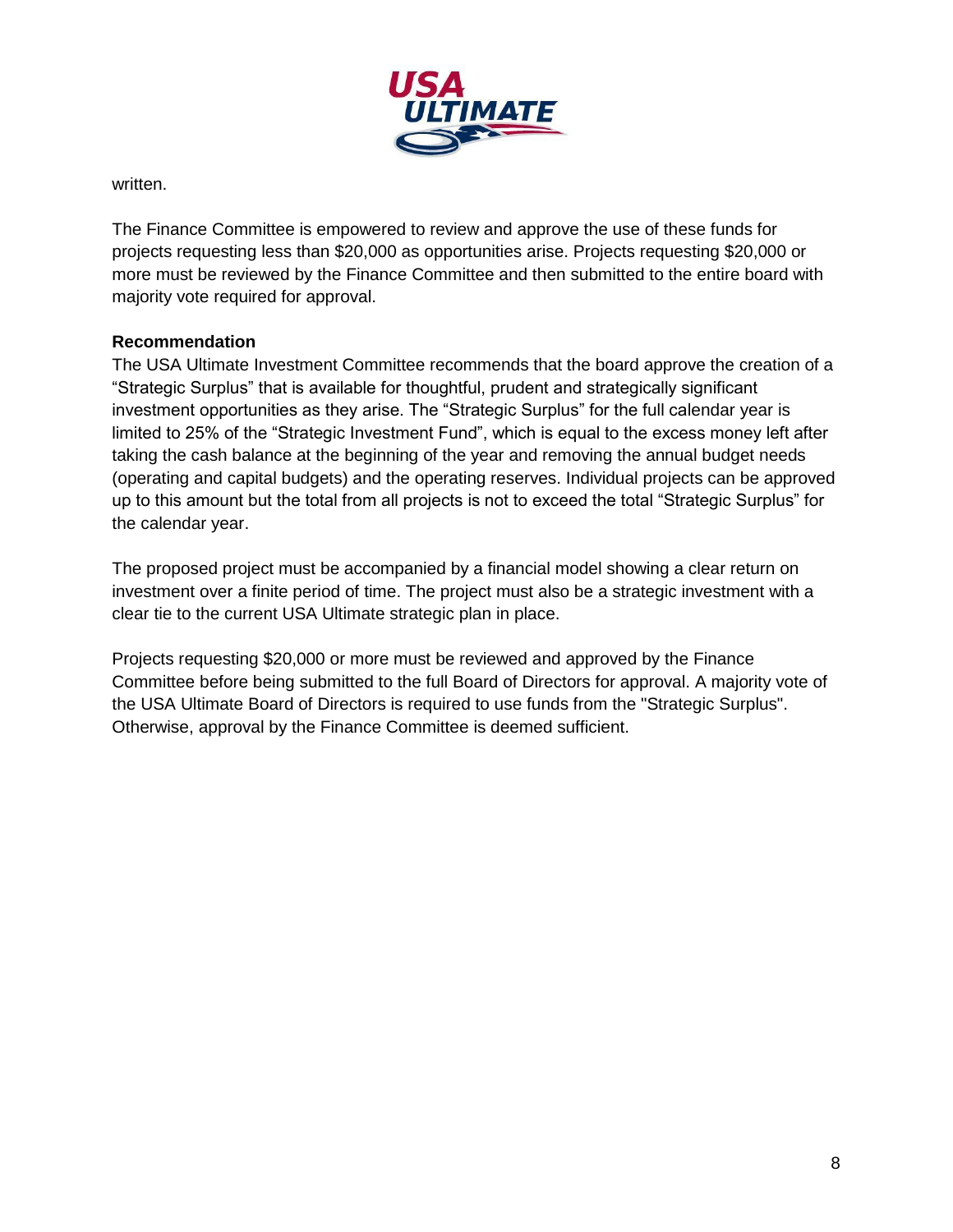written.

The Finance Committee is empowered to review and approve the use of these funds for projects requesting less than $20,000 as opportunities arise. Projects requesting $20,000 or more must be reviewed by the Finance Committee and then submitted to the entire board with majority vote required for approval.

**Recommendation**

The USA Ultimate Investment Committee recommends that the board approve the creation of a "Strategic Surplus" that is available for thoughtful, prudent and strategically significant investment opportunities as they arise. The "Strategic Surplus" for the full calendar year is limited to 25% of the "Strategic Investment Fund", which is equal to the excess money left after taking the cash balance at the beginning of the year and removing the annual budget needs (operating and capital budgets) and the operating reserves. Individual projects can be approved up to this amount but the total from all projects is not to exceed the total "Strategic Surplus" for the calendar year.

The proposed project must be accompanied by a financial model showing a clear return on investment over a finite period of time. The project must also be a strategic investment with a clear tie to the current USA Ultimate strategic plan in place.

Projects requesting $20,000 or more must be reviewed and approved by the Finance Committee before being submitted to the full Board of Directors for approval. A majority vote of the USA Ultimate Board of Directors is required to use funds from the "Strategic Surplus". Otherwise, approval by the Finance Committee is deemed sufficient.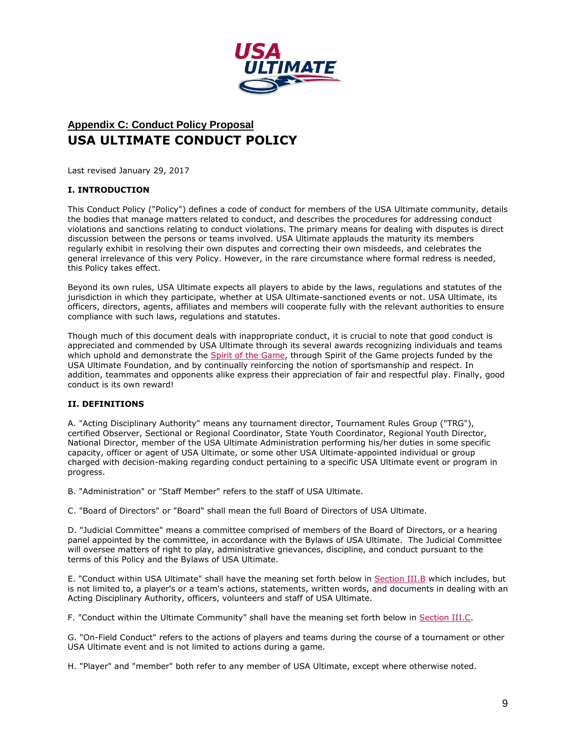## Appendix C: Conduct Policy Proposal

# USA ULTIMATE CONDUCT POLICY

Last revised January 29, 2017

### I. INTRODUCTION

This Conduct Policy ("Policy") defines a code of conduct for members of the USA Ultimate community, details the bodies that manage matters related to conduct, and describes the procedures for addressing conduct violations and sanctions relating to conduct violations. The primary means for dealing with disputes is direct discussion between the persons or teams involved. USA Ultimate applauds the maturity its members regularly exhibit in resolving their own disputes and correcting their own misdeeds, and celebrates the general irrelevance of this very Policy. However, in the rare circumstance where formal redress is needed, this Policy takes effect.

Beyond its own rules, USA Ultimate expects all players to abide by the laws, regulations and statutes of the jurisdiction in which they participate, whether at USA Ultimate-sanctioned events or not. USA Ultimate, its officers, directors, agents, affiliates and members will cooperate fully with the relevant authorities to ensure compliance with such laws, regulations and statutes.

Though much of this document deals with inappropriate conduct, it is crucial to note that good conduct is appreciated and commended by USA Ultimate through its several awards recognizing individuals and teams which uphold and demonstrate the Spirit of the Game, through Spirit of the Game projects funded by the USA Ultimate Foundation, and by continually reinforcing the notion of sportsmanship and respect. In addition, teammates and opponents alike express their appreciation of fair and respectful play. Finally, good conduct is its own reward!

### II. DEFINITIONS

A. "Acting Disciplinary Authority" means any tournament director, Tournament Rules Group ("TRG"), certified Observer, Sectional or Regional Coordinator, State Youth Coordinator, Regional Youth Director, National Director, member of the USA Ultimate Administration performing his/her duties in some specific capacity, officer or agent of USA Ultimate, or some other USA Ultimate-appointed individual or group charged with decision-making regarding conduct pertaining to a specific USA Ultimate event or program in progress.

B. "Administration" or "Staff Member" refers to the staff of USA Ultimate.

C. "Board of Directors" or "Board" shall mean the full Board of Directors of USA Ultimate.

D. "Judicial Committee" means a committee comprised of members of the Board of Directors, or a hearing panel appointed by the committee, in accordance with the Bylaws of USA Ultimate. The Judicial Committee will oversee matters of right to play, administrative grievances, discipline, and conduct pursuant to the terms of this Policy and the Bylaws of USA Ultimate.

E. "Conduct within USA Ultimate" shall have the meaning set forth below in Section III.B which includes, but is not limited to, a player's or a team's actions, statements, written words, and documents in dealing with an Acting Disciplinary Authority, officers, volunteers and staff of USA Ultimate.

F. "Conduct within the Ultimate Community" shall have the meaning set forth below in Section III.C.

G. "On-Field Conduct" refers to the actions of players and teams during the course of a tournament or other USA Ultimate event and is not limited to actions during a game.

H. "Player" and "member" both refer to any member of USA Ultimate, except where otherwise noted.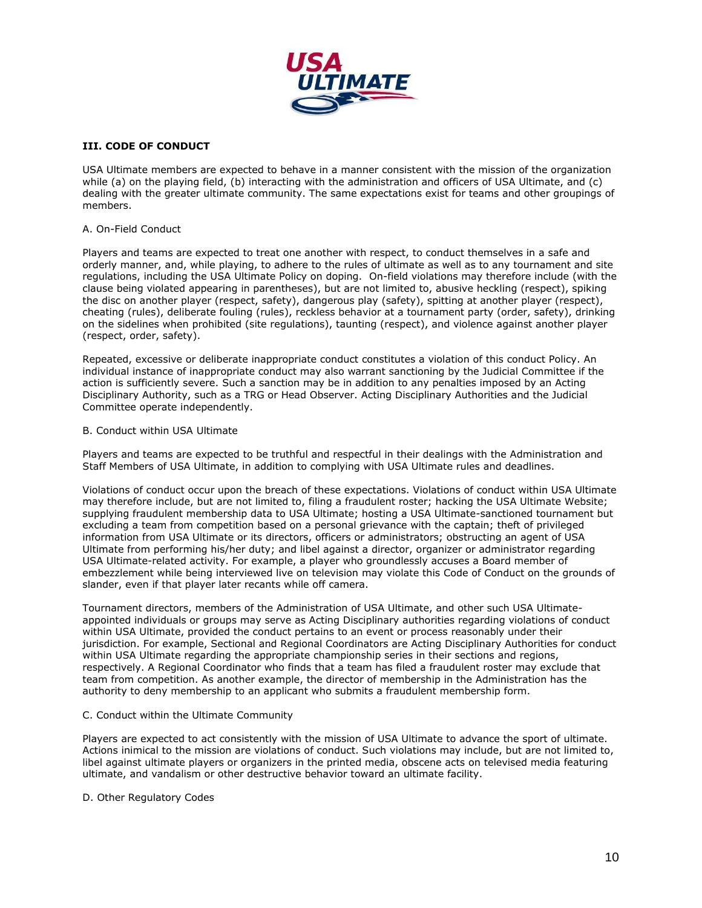## III. CODE OF CONDUCT

USA Ultimate members are expected to behave in a manner consistent with the mission of the organization while (a) on the playing field, (b) interacting with the administration and officers of USA Ultimate, and (c) dealing with the greater ultimate community. The same expectations exist for teams and other groupings of members.

### A. On-Field Conduct

Players and teams are expected to treat one another with respect, to conduct themselves in a safe and orderly manner, and, while playing, to adhere to the rules of ultimate as well as to any tournament and site regulations, including the USA Ultimate Policy on doping. On-field violations may therefore include (with the clause being violated appearing in parentheses), but are not limited to, abusive heckling (respect), spiking the disc on another player (respect, safety), dangerous play (safety), spitting at another player (respect), cheating (rules), deliberate fouling (rules), reckless behavior at a tournament party (order, safety), drinking on the sidelines when prohibited (site regulations), taunting (respect), and violence against another player (respect, order, safety).

Repeated, excessive or deliberate inappropriate conduct constitutes a violation of this conduct Policy. An individual instance of inappropriate conduct may also warrant sanctioning by the Judicial Committee if the action is sufficiently severe. Such a sanction may be in addition to any penalties imposed by an Acting Disciplinary Authority, such as a TRG or Head Observer. Acting Disciplinary Authorities and the Judicial Committee operate independently.

### B. Conduct within USA Ultimate

Players and teams are expected to be truthful and respectful in their dealings with the Administration and Staff Members of USA Ultimate, in addition to complying with USA Ultimate rules and deadlines.

Violations of conduct occur upon the breach of these expectations. Violations of conduct within USA Ultimate may therefore include, but are not limited to, filing a fraudulent roster; hacking the USA Ultimate Website; supplying fraudulent membership data to USA Ultimate; hosting a USA Ultimate-sanctioned tournament but excluding a team from competition based on a personal grievance with the captain; theft of privileged information from USA Ultimate or its directors, officers or administrators; obstructing an agent of USA Ultimate from performing his/her duty; and libel against a director, organizer or administrator regarding USA Ultimate-related activity. For example, a player who groundlessly accuses a Board member of embezzlement while being interviewed live on television may violate this Code of Conduct on the grounds of slander, even if that player later recants while off camera.

Tournament directors, members of the Administration of USA Ultimate, and other such USA Ultimate-appointed individuals or groups may serve as Acting Disciplinary authorities regarding violations of conduct within USA Ultimate, provided the conduct pertains to an event or process reasonably under their jurisdiction. For example, Sectional and Regional Coordinators are Acting Disciplinary Authorities for conduct within USA Ultimate regarding the appropriate championship series in their sections and regions, respectively. A Regional Coordinator who finds that a team has filed a fraudulent roster may exclude that team from competition. As another example, the director of membership in the Administration has the authority to deny membership to an applicant who submits a fraudulent membership form.

### C. Conduct within the Ultimate Community

Players are expected to act consistently with the mission of USA Ultimate to advance the sport of ultimate. Actions inimical to the mission are violations of conduct. Such violations may include, but are not limited to, libel against ultimate players or organizers in the printed media, obscene acts on televised media featuring ultimate, and vandalism or other destructive behavior toward an ultimate facility.

### D. Other Regulatory Codes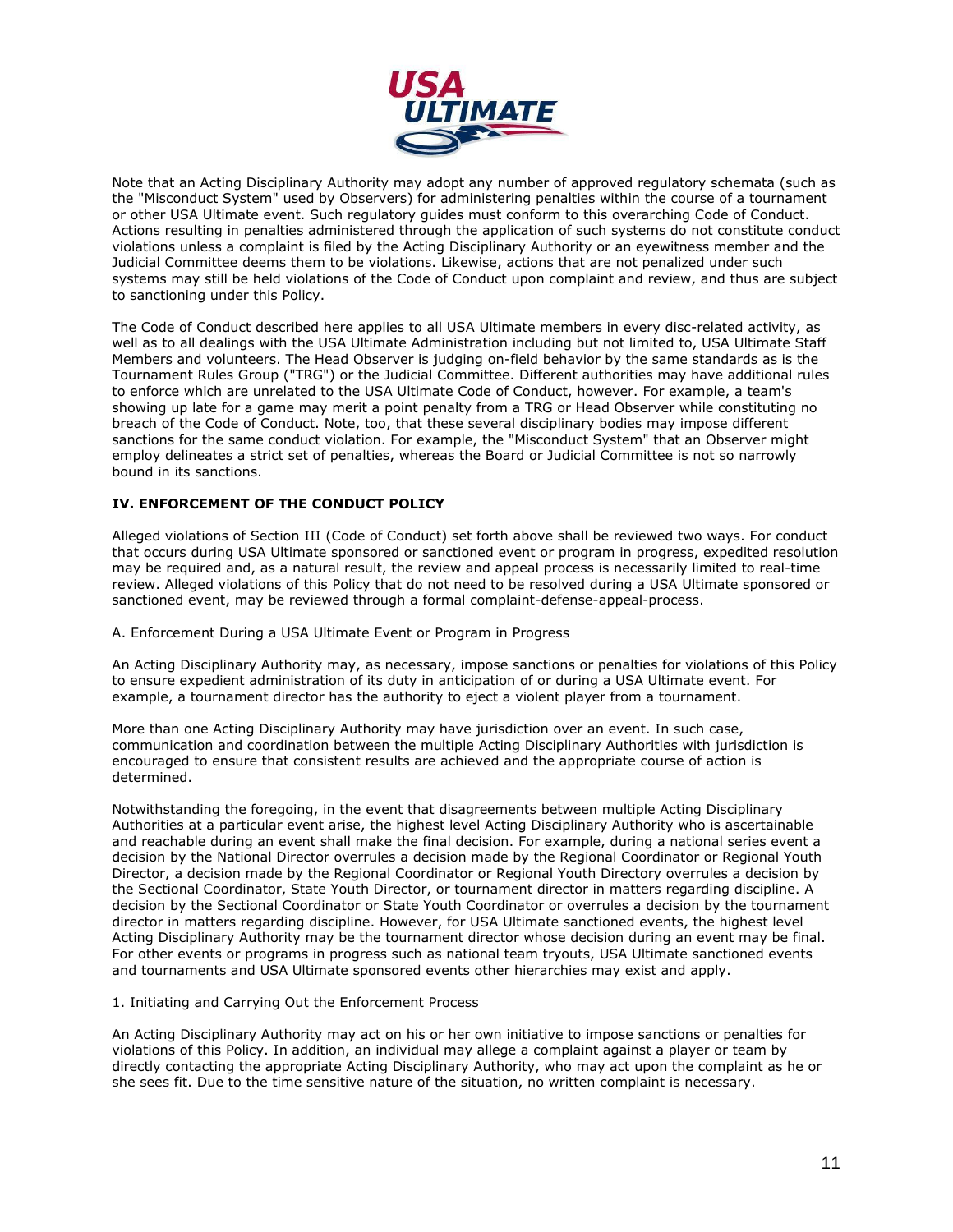Note that an Acting Disciplinary Authority may adopt any number of approved regulatory schemata (such as the "Misconduct System" used by Observers) for administering penalties within the course of a tournament or other USA Ultimate event. Such regulatory guides must conform to this overarching Code of Conduct. Actions resulting in penalties administered through the application of such systems do not constitute conduct violations unless a complaint is filed by the Acting Disciplinary Authority or an eyewitness member and the Judicial Committee deems them to be violations. Likewise, actions that are not penalized under such systems may still be held violations of the Code of Conduct upon complaint and review, and thus are subject to sanctioning under this Policy.

The Code of Conduct described here applies to all USA Ultimate members in every disc-related activity, as well as to all dealings with the USA Ultimate Administration including but not limited to, USA Ultimate Staff Members and volunteers. The Head Observer is judging on-field behavior by the same standards as is the Tournament Rules Group ("TRG") or the Judicial Committee. Different authorities may have additional rules to enforce which are unrelated to the USA Ultimate Code of Conduct, however. For example, a team's showing up late for a game may merit a point penalty from a TRG or Head Observer while constituting no breach of the Code of Conduct. Note, too, that these several disciplinary bodies may impose different sanctions for the same conduct violation. For example, the "Misconduct System" that an Observer might employ delineates a strict set of penalties, whereas the Board or Judicial Committee is not so narrowly bound in its sanctions.

## IV. ENFORCEMENT OF THE CONDUCT POLICY

Alleged violations of Section III (Code of Conduct) set forth above shall be reviewed two ways. For conduct that occurs during USA Ultimate sponsored or sanctioned event or program in progress, expedited resolution may be required and, as a natural result, the review and appeal process is necessarily limited to real-time review. Alleged violations of this Policy that do not need to be resolved during a USA Ultimate sponsored or sanctioned event, may be reviewed through a formal complaint-defense-appeal-process.

A. Enforcement During a USA Ultimate Event or Program in Progress

An Acting Disciplinary Authority may, as necessary, impose sanctions or penalties for violations of this Policy to ensure expedient administration of its duty in anticipation of or during a USA Ultimate event. For example, a tournament director has the authority to eject a violent player from a tournament.

More than one Acting Disciplinary Authority may have jurisdiction over an event. In such case, communication and coordination between the multiple Acting Disciplinary Authorities with jurisdiction is encouraged to ensure that consistent results are achieved and the appropriate course of action is determined.

Notwithstanding the foregoing, in the event that disagreements between multiple Acting Disciplinary Authorities at a particular event arise, the highest level Acting Disciplinary Authority who is ascertainable and reachable during an event shall make the final decision. For example, during a national series event a decision by the National Director overrules a decision made by the Regional Coordinator or Regional Youth Director, a decision made by the Regional Coordinator or Regional Youth Directory overrules a decision by the Sectional Coordinator, State Youth Director, or tournament director in matters regarding discipline. A decision by the Sectional Coordinator or State Youth Coordinator or overrules a decision by the tournament director in matters regarding discipline. However, for USA Ultimate sanctioned events, the highest level Acting Disciplinary Authority may be the tournament director whose decision during an event may be final. For other events or programs in progress such as national team tryouts, USA Ultimate sanctioned events and tournaments and USA Ultimate sponsored events other hierarchies may exist and apply.

1. Initiating and Carrying Out the Enforcement Process

An Acting Disciplinary Authority may act on his or her own initiative to impose sanctions or penalties for violations of this Policy. In addition, an individual may allege a complaint against a player or team by directly contacting the appropriate Acting Disciplinary Authority, who may act upon the complaint as he or she sees fit. Due to the time sensitive nature of the situation, no written complaint is necessary.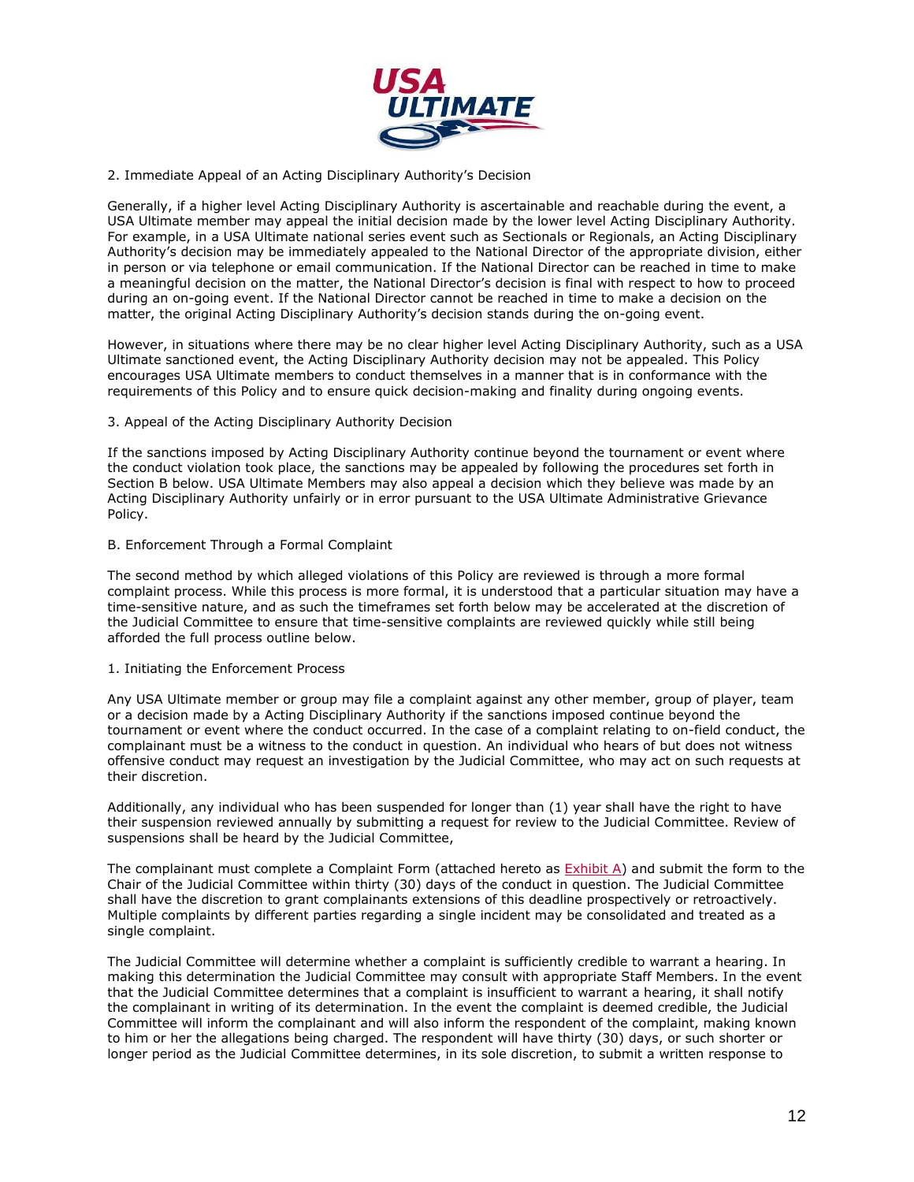### 2. Immediate Appeal of an Acting Disciplinary Authority's Decision

Generally, if a higher level Acting Disciplinary Authority is ascertainable and reachable during the event, a USA Ultimate member may appeal the initial decision made by the lower level Acting Disciplinary Authority. For example, in a USA Ultimate national series event such as Sectionals or Regionals, an Acting Disciplinary Authority's decision may be immediately appealed to the National Director of the appropriate division, either in person or via telephone or email communication. If the National Director can be reached in time to make a meaningful decision on the matter, the National Director's decision is final with respect to how to proceed during an on-going event. If the National Director cannot be reached in time to make a decision on the matter, the original Acting Disciplinary Authority's decision stands during the on-going event.

However, in situations where there may be no clear higher level Acting Disciplinary Authority, such as a USA Ultimate sanctioned event, the Acting Disciplinary Authority decision may not be appealed. This Policy encourages USA Ultimate members to conduct themselves in a manner that is in conformance with the requirements of this Policy and to ensure quick decision-making and finality during ongoing events.

### 3. Appeal of the Acting Disciplinary Authority Decision

If the sanctions imposed by Acting Disciplinary Authority continue beyond the tournament or event where the conduct violation took place, the sanctions may be appealed by following the procedures set forth in Section B below. USA Ultimate Members may also appeal a decision which they believe was made by an Acting Disciplinary Authority unfairly or in error pursuant to the USA Ultimate Administrative Grievance Policy.

## B. Enforcement Through a Formal Complaint

The second method by which alleged violations of this Policy are reviewed is through a more formal complaint process. While this process is more formal, it is understood that a particular situation may have a time-sensitive nature, and as such the timeframes set forth below may be accelerated at the discretion of the Judicial Committee to ensure that time-sensitive complaints are reviewed quickly while still being afforded the full process outline below.

### 1. Initiating the Enforcement Process

Any USA Ultimate member or group may file a complaint against any other member, group of player, team or a decision made by a Acting Disciplinary Authority if the sanctions imposed continue beyond the tournament or event where the conduct occurred. In the case of a complaint relating to on-field conduct, the complainant must be a witness to the conduct in question. An individual who hears of but does not witness offensive conduct may request an investigation by the Judicial Committee, who may act on such requests at their discretion.

Additionally, any individual who has been suspended for longer than (1) year shall have the right to have their suspension reviewed annually by submitting a request for review to the Judicial Committee. Review of suspensions shall be heard by the Judicial Committee,

The complainant must complete a Complaint Form (attached hereto as Exhibit A) and submit the form to the Chair of the Judicial Committee within thirty (30) days of the conduct in question. The Judicial Committee shall have the discretion to grant complainants extensions of this deadline prospectively or retroactively. Multiple complaints by different parties regarding a single incident may be consolidated and treated as a single complaint.

The Judicial Committee will determine whether a complaint is sufficiently credible to warrant a hearing. In making this determination the Judicial Committee may consult with appropriate Staff Members. In the event that the Judicial Committee determines that a complaint is insufficient to warrant a hearing, it shall notify the complainant in writing of its determination. In the event the complaint is deemed credible, the Judicial Committee will inform the complainant and will also inform the respondent of the complaint, making known to him or her the allegations being charged. The respondent will have thirty (30) days, or such shorter or longer period as the Judicial Committee determines, in its sole discretion, to submit a written response to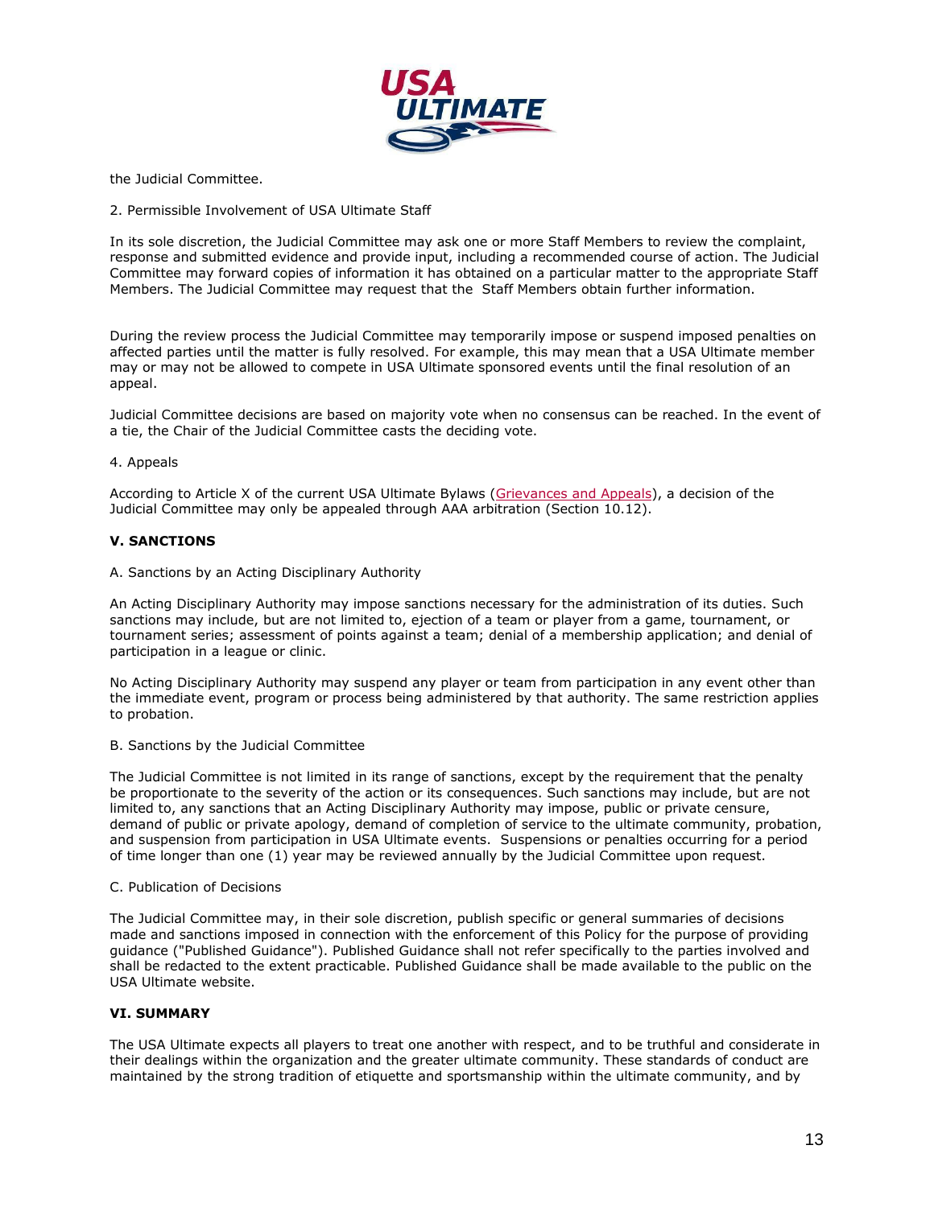the Judicial Committee.

2. Permissible Involvement of USA Ultimate Staff

In its sole discretion, the Judicial Committee may ask one or more Staff Members to review the complaint, response and submitted evidence and provide input, including a recommended course of action. The Judicial Committee may forward copies of information it has obtained on a particular matter to the appropriate Staff Members. The Judicial Committee may request that the Staff Members obtain further information.

During the review process the Judicial Committee may temporarily impose or suspend imposed penalties on affected parties until the matter is fully resolved. For example, this may mean that a USA Ultimate member may or may not be allowed to compete in USA Ultimate sponsored events until the final resolution of an appeal.

Judicial Committee decisions are based on majority vote when no consensus can be reached. In the event of a tie, the Chair of the Judicial Committee casts the deciding vote.

4. Appeals

According to Article X of the current USA Ultimate Bylaws (Grievances and Appeals), a decision of the Judicial Committee may only be appealed through AAA arbitration (Section 10.12).

## V. SANCTIONS

A. Sanctions by an Acting Disciplinary Authority

An Acting Disciplinary Authority may impose sanctions necessary for the administration of its duties. Such sanctions may include, but are not limited to, ejection of a team or player from a game, tournament, or tournament series; assessment of points against a team; denial of a membership application; and denial of participation in a league or clinic.

No Acting Disciplinary Authority may suspend any player or team from participation in any event other than the immediate event, program or process being administered by that authority. The same restriction applies to probation.

B. Sanctions by the Judicial Committee

The Judicial Committee is not limited in its range of sanctions, except by the requirement that the penalty be proportionate to the severity of the action or its consequences. Such sanctions may include, but are not limited to, any sanctions that an Acting Disciplinary Authority may impose, public or private censure, demand of public or private apology, demand of completion of service to the ultimate community, probation, and suspension from participation in USA Ultimate events. Suspensions or penalties occurring for a period of time longer than one (1) year may be reviewed annually by the Judicial Committee upon request.

C. Publication of Decisions

The Judicial Committee may, in their sole discretion, publish specific or general summaries of decisions made and sanctions imposed in connection with the enforcement of this Policy for the purpose of providing guidance ("Published Guidance"). Published Guidance shall not refer specifically to the parties involved and shall be redacted to the extent practicable. Published Guidance shall be made available to the public on the USA Ultimate website.

## VI. SUMMARY

The USA Ultimate expects all players to treat one another with respect, and to be truthful and considerate in their dealings within the organization and the greater ultimate community. These standards of conduct are maintained by the strong tradition of etiquette and sportsmanship within the ultimate community, and by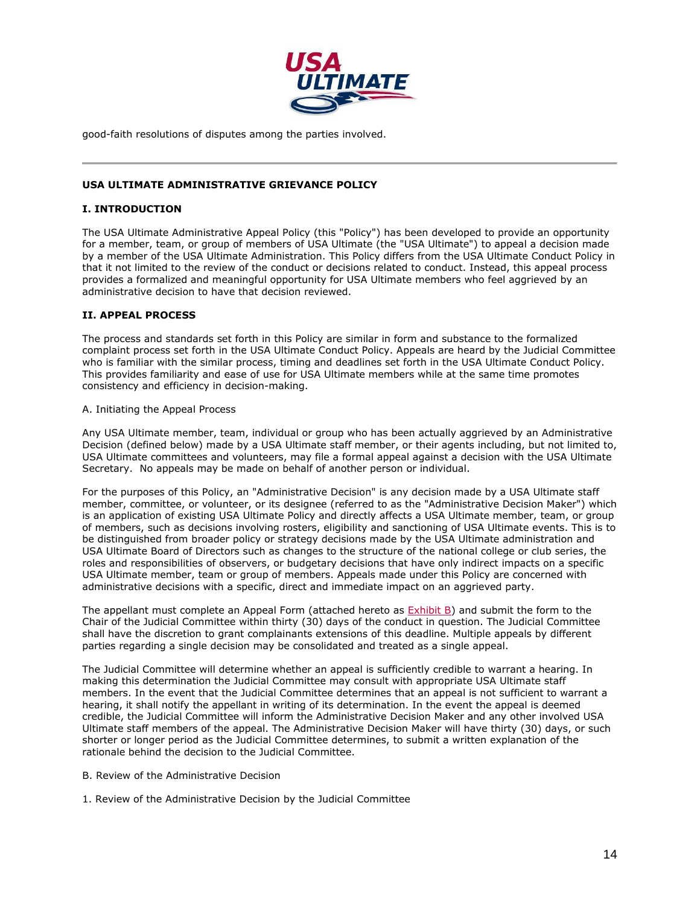good-faith resolutions of disputes among the parties involved.

---

**USA ULTIMATE ADMINISTRATIVE GRIEVANCE POLICY**

**I. INTRODUCTION**

The USA Ultimate Administrative Appeal Policy (this "Policy") has been developed to provide an opportunity for a member, team, or group of members of USA Ultimate (the "USA Ultimate") to appeal a decision made by a member of the USA Ultimate Administration. This Policy differs from the USA Ultimate Conduct Policy in that it not limited to the review of the conduct or decisions related to conduct. Instead, this appeal process provides a formalized and meaningful opportunity for USA Ultimate members who feel aggrieved by an administrative decision to have that decision reviewed.

**II. APPEAL PROCESS**

The process and standards set forth in this Policy are similar in form and substance to the formalized complaint process set forth in the USA Ultimate Conduct Policy. Appeals are heard by the Judicial Committee who is familiar with the similar process, timing and deadlines set forth in the USA Ultimate Conduct Policy. This provides familiarity and ease of use for USA Ultimate members while at the same time promotes consistency and efficiency in decision-making.

A. Initiating the Appeal Process

Any USA Ultimate member, team, individual or group who has been actually aggrieved by an Administrative Decision (defined below) made by a USA Ultimate staff member, or their agents including, but not limited to, USA Ultimate committees and volunteers, may file a formal appeal against a decision with the USA Ultimate Secretary. No appeals may be made on behalf of another person or individual.

For the purposes of this Policy, an "Administrative Decision" is any decision made by a USA Ultimate staff member, committee, or volunteer, or its designee (referred to as the "Administrative Decision Maker") which is an application of existing USA Ultimate Policy and directly affects a USA Ultimate member, team, or group of members, such as decisions involving rosters, eligibility and sanctioning of USA Ultimate events. This is to be distinguished from broader policy or strategy decisions made by the USA Ultimate administration and USA Ultimate Board of Directors such as changes to the structure of the national college or club series, the roles and responsibilities of observers, or budgetary decisions that have only indirect impacts on a specific USA Ultimate member, team or group of members. Appeals made under this Policy are concerned with administrative decisions with a specific, direct and immediate impact on an aggrieved party.

The appellant must complete an Appeal Form (attached hereto as Exhibit B) and submit the form to the Chair of the Judicial Committee within thirty (30) days of the conduct in question. The Judicial Committee shall have the discretion to grant complainants extensions of this deadline. Multiple appeals by different parties regarding a single decision may be consolidated and treated as a single appeal.

The Judicial Committee will determine whether an appeal is sufficiently credible to warrant a hearing. In making this determination the Judicial Committee may consult with appropriate USA Ultimate staff members. In the event that the Judicial Committee determines that an appeal is not sufficient to warrant a hearing, it shall notify the appellant in writing of its determination. In the event the appeal is deemed credible, the Judicial Committee will inform the Administrative Decision Maker and any other involved USA Ultimate staff members of the appeal. The Administrative Decision Maker will have thirty (30) days, or such shorter or longer period as the Judicial Committee determines, to submit a written explanation of the rationale behind the decision to the Judicial Committee.

B. Review of the Administrative Decision

1. Review of the Administrative Decision by the Judicial Committee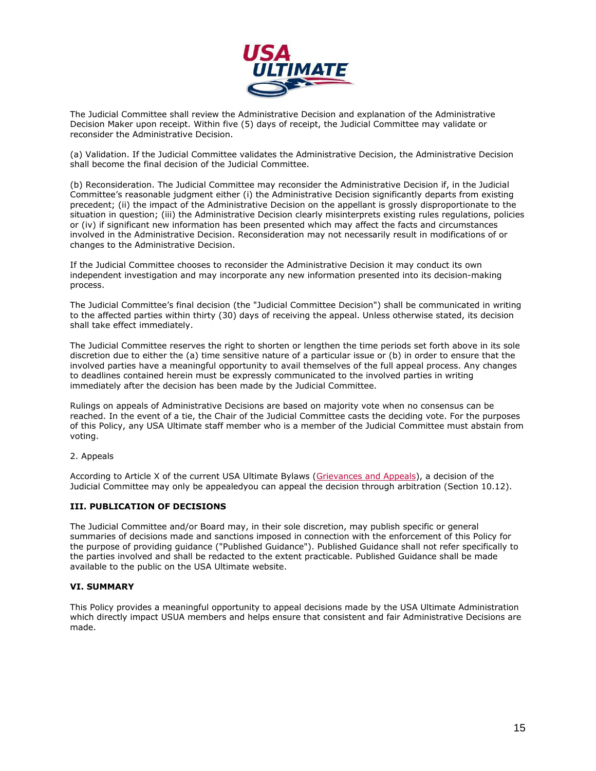The Judicial Committee shall review the Administrative Decision and explanation of the Administrative Decision Maker upon receipt. Within five (5) days of receipt, the Judicial Committee may validate or reconsider the Administrative Decision.

(a) Validation. If the Judicial Committee validates the Administrative Decision, the Administrative Decision shall become the final decision of the Judicial Committee.

(b) Reconsideration. The Judicial Committee may reconsider the Administrative Decision if, in the Judicial Committee's reasonable judgment either (i) the Administrative Decision significantly departs from existing precedent; (ii) the impact of the Administrative Decision on the appellant is grossly disproportionate to the situation in question; (iii) the Administrative Decision clearly misinterprets existing rules regulations, policies or (iv) if significant new information has been presented which may affect the facts and circumstances involved in the Administrative Decision. Reconsideration may not necessarily result in modifications of or changes to the Administrative Decision.

If the Judicial Committee chooses to reconsider the Administrative Decision it may conduct its own independent investigation and may incorporate any new information presented into its decision-making process.

The Judicial Committee's final decision (the "Judicial Committee Decision") shall be communicated in writing to the affected parties within thirty (30) days of receiving the appeal. Unless otherwise stated, its decision shall take effect immediately.

The Judicial Committee reserves the right to shorten or lengthen the time periods set forth above in its sole discretion due to either the (a) time sensitive nature of a particular issue or (b) in order to ensure that the involved parties have a meaningful opportunity to avail themselves of the full appeal process. Any changes to deadlines contained herein must be expressly communicated to the involved parties in writing immediately after the decision has been made by the Judicial Committee.

Rulings on appeals of Administrative Decisions are based on majority vote when no consensus can be reached. In the event of a tie, the Chair of the Judicial Committee casts the deciding vote. For the purposes of this Policy, any USA Ultimate staff member who is a member of the Judicial Committee must abstain from voting.

2. Appeals

According to Article X of the current USA Ultimate Bylaws (Grievances and Appeals), a decision of the Judicial Committee may only be appealedyou can appeal the decision through arbitration (Section 10.12).

**III. PUBLICATION OF DECISIONS**

The Judicial Committee and/or Board may, in their sole discretion, may publish specific or general summaries of decisions made and sanctions imposed in connection with the enforcement of this Policy for the purpose of providing guidance ("Published Guidance"). Published Guidance shall not refer specifically to the parties involved and shall be redacted to the extent practicable. Published Guidance shall be made available to the public on the USA Ultimate website.

**VI. SUMMARY**

This Policy provides a meaningful opportunity to appeal decisions made by the USA Ultimate Administration which directly impact USUA members and helps ensure that consistent and fair Administrative Decisions are made.